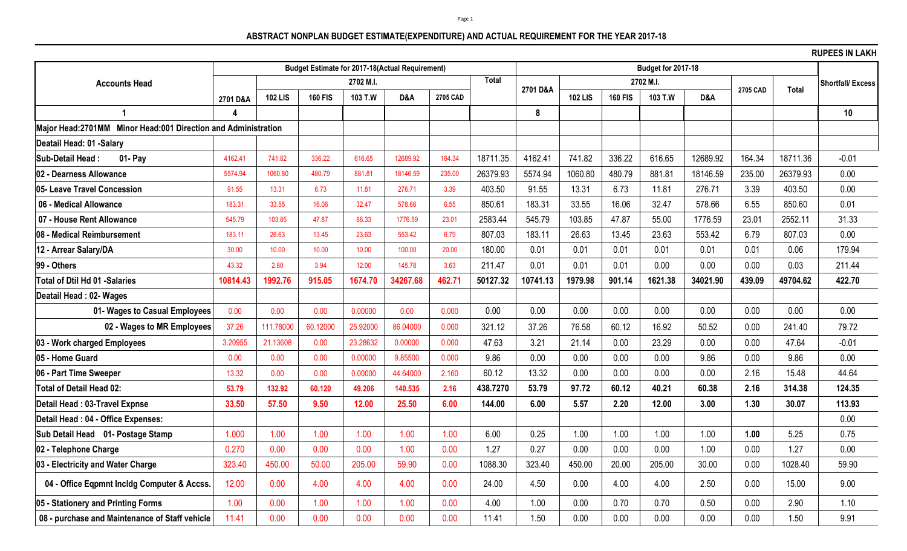## ABSTRACT NONPLAN BUDGET ESTIMATE(EXPENDITURE) AND ACTUAL REQUIREMENT FOR THE YEAR 2017-18

RUPEES IN LAKH

| Accounts Head | Budget Estimate for 2017-18(Actual Requirement) | | | | | | | Budget for 2017-18 | | | | | | | Shortfall/ Excess |
|---|---|---|---|---|---|---|---|---|---|---|---|---|---|---|---|
| | | 2702 M.I. | | | | | Total | 2701 D&A | 2702 M.I. | | | | 2705 CAD | Total | |
| | 2701 D&A | 102 LIS | 160 FIS | 103 T.W | D&A | 2705 CAD | | | 102 LIS | 160 FIS | 103 T.W | D&A | | | |
| 1 | 4 | | | | | | | 8 | | | | | | | 10 |
| Major Head:2701MM Minor Head:001 Direction and Administration | | | | | | | | | | | | | | | |
| Deatail Head: 01 -Salary | | | | | | | | | | | | | | | |
| Sub-Detail Head : 01- Pay | 4162.41 | 741.82 | 336.22 | 616.65 | 12689.92 | 164.34 | 18711.35 | 4162.41 | 741.82 | 336.22 | 616.65 | 12689.92 | 164.34 | 18711.36 | -0.01 |
| 02 - Dearness Allowance | 5574.94 | 1060.80 | 480.79 | 881.81 | 18146.59 | 235.00 | 26379.93 | 5574.94 | 1060.80 | 480.79 | 881.81 | 18146.59 | 235.00 | 26379.93 | 0.00 |
| 05- Leave Travel Concession | 91.55 | 13.31 | 6.73 | 11.81 | 276.71 | 3.39 | 403.50 | 91.55 | 13.31 | 6.73 | 11.81 | 276.71 | 3.39 | 403.50 | 0.00 |
| 06 - Medical Allowance | 183.31 | 33.55 | 16.06 | 32.47 | 578.66 | 6.55 | 850.61 | 183.31 | 33.55 | 16.06 | 32.47 | 578.66 | 6.55 | 850.60 | 0.01 |
| 07 - House Rent Allowance | 545.79 | 103.85 | 47.87 | 86.33 | 1776.59 | 23.01 | 2583.44 | 545.79 | 103.85 | 47.87 | 55.00 | 1776.59 | 23.01 | 2552.11 | 31.33 |
| 08 - Medical Reimbursement | 183.11 | 26.63 | 13.45 | 23.63 | 553.42 | 6.79 | 807.03 | 183.11 | 26.63 | 13.45 | 23.63 | 553.42 | 6.79 | 807.03 | 0.00 |
| 12 - Arrear Salary/DA | 30.00 | 10.00 | 10.00 | 10.00 | 100.00 | 20.00 | 180.00 | 0.01 | 0.01 | 0.01 | 0.01 | 0.01 | 0.01 | 0.06 | 179.94 |
| 99 - Others | 43.32 | 2.80 | 3.94 | 12.00 | 145.78 | 3.63 | 211.47 | 0.01 | 0.01 | 0.01 | 0.00 | 0.00 | 0.00 | 0.03 | 211.44 |
| **Total of Dtil Hd 01 -Salaries** | **10814.43** | **1992.76** | **915.05** | **1674.70** | **34267.68** | **462.71** | **50127.32** | **10741.13** | **1979.98** | **901.14** | **1621.38** | **34021.90** | **439.09** | **49704.62** | **422.70** |
| Deatail Head : 02- Wages | | | | | | | | | | | | | | | |
| 01- Wages to Casual Employees | 0.00 | 0.00 | 0.00 | 0.00000 | 0.00 | 0.000 | 0.00 | 0.00 | 0.00 | 0.00 | 0.00 | 0.00 | 0.00 | 0.00 | 0.00 |
| 02 - Wages to MR Employees | 37.26 | 111.78000 | 60.12000 | 25.92000 | 86.04000 | 0.000 | 321.12 | 37.26 | 76.58 | 60.12 | 16.92 | 50.52 | 0.00 | 241.40 | 79.72 |
| 03 - Work charged Employees | 3.20955 | 21.13608 | 0.00 | 23.28632 | 0.00000 | 0.000 | 47.63 | 3.21 | 21.14 | 0.00 | 23.29 | 0.00 | 0.00 | 47.64 | -0.01 |
| 05 - Home Guard | 0.00 | 0.00 | 0.00 | 0.00000 | 9.85500 | 0.000 | 9.86 | 0.00 | 0.00 | 0.00 | 0.00 | 9.86 | 0.00 | 9.86 | 0.00 |
| 06 - Part Time Sweeper | 13.32 | 0.00 | 0.00 | 0.00000 | 44.64000 | 2.160 | 60.12 | 13.32 | 0.00 | 0.00 | 0.00 | 0.00 | 2.16 | 15.48 | 44.64 |
| **Total of Detail Head 02:** | **53.79** | **132.92** | **60.120** | **49.206** | **140.535** | **2.16** | **438.7270** | **53.79** | **97.72** | **60.12** | **40.21** | **60.38** | **2.16** | **314.38** | **124.35** |
| **Detail Head : 03-Travel Expnse** | **33.50** | **57.50** | **9.50** | **12.00** | **25.50** | **6.00** | **144.00** | **6.00** | **5.57** | **2.20** | **12.00** | **3.00** | **1.30** | **30.07** | **113.93** |
| Detail Head : 04 - Office Expenses: | | | | | | | | | | | | | | | 0.00 |
| Sub Detail Head 01- Postage Stamp | 1.000 | 1.00 | 1.00 | 1.00 | 1.00 | 1.00 | 6.00 | 0.25 | 1.00 | 1.00 | 1.00 | 1.00 | **1.00** | 5.25 | 0.75 |
| 02 - Telephone Charge | 0.270 | 0.00 | 0.00 | 0.00 | 1.00 | 0.00 | 1.27 | 0.27 | 0.00 | 0.00 | 0.00 | 1.00 | 0.00 | 1.27 | 0.00 |
| 03 - Electricity and Water Charge | 323.40 | 450.00 | 50.00 | 205.00 | 59.90 | 0.00 | 1088.30 | 323.40 | 450.00 | 20.00 | 205.00 | 30.00 | 0.00 | 1028.40 | 59.90 |
| 04 - Office Eqpmnt Incldg Computer & Accss. | 12.00 | 0.00 | 4.00 | 4.00 | 4.00 | 0.00 | 24.00 | 4.50 | 0.00 | 4.00 | 4.00 | 2.50 | 0.00 | 15.00 | 9.00 |
| 05 - Stationery and Printing Forms | 1.00 | 0.00 | 1.00 | 1.00 | 1.00 | 0.00 | 4.00 | 1.00 | 0.00 | 0.70 | 0.70 | 0.50 | 0.00 | 2.90 | 1.10 |
| 08 - purchase and Maintenance of Staff vehicle | 11.41 | 0.00 | 0.00 | 0.00 | 0.00 | 0.00 | 11.41 | 1.50 | 0.00 | 0.00 | 0.00 | 0.00 | 0.00 | 1.50 | 9.91 |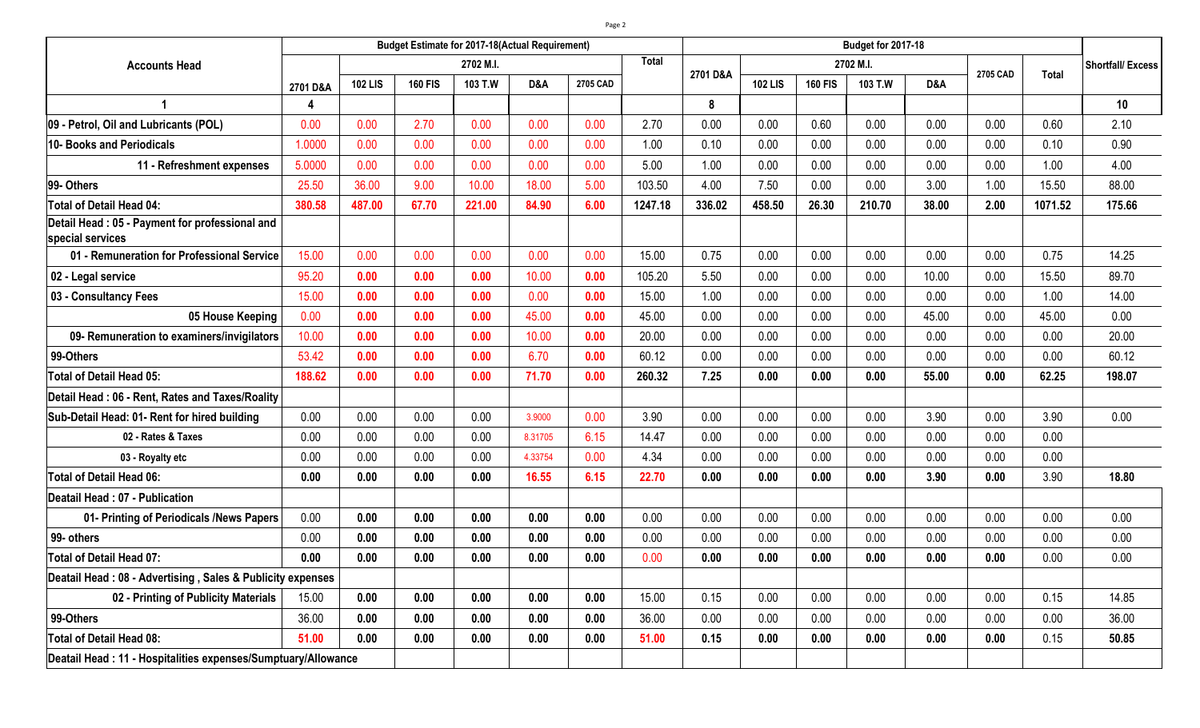| Accounts Head | Budget Estimate for 2017-18(Actual Requirement) | | | | | | | Budget for 2017-18 | | | | | | | Shortfall/ Excess |
|---|---|---|---|---|---|---|---|---|---|---|---|---|---|---|---|
| | | 2702 M.I. | | | | | Total | 2701 D&A | 2702 M.I. | | | | 2705 CAD | Total | |
| | 2701 D&A | 102 LIS | 160 FIS | 103 T.W | D&A | 2705 CAD | | | 102 LIS | 160 FIS | 103 T.W | D&A | | | |
| 1 | 4 | | | | | | | 8 | | | | | | | 10 |
| 09 - Petrol, Oil and Lubricants (POL) | 0.00 | 0.00 | 2.70 | 0.00 | 0.00 | 0.00 | 2.70 | 0.00 | 0.00 | 0.60 | 0.00 | 0.00 | 0.00 | 0.60 | 2.10 |
| 10- Books and Periodicals | 1.0000 | 0.00 | 0.00 | 0.00 | 0.00 | 0.00 | 1.00 | 0.10 | 0.00 | 0.00 | 0.00 | 0.00 | 0.00 | 0.10 | 0.90 |
| 11 - Refreshment expenses | 5.0000 | 0.00 | 0.00 | 0.00 | 0.00 | 0.00 | 5.00 | 1.00 | 0.00 | 0.00 | 0.00 | 0.00 | 0.00 | 1.00 | 4.00 |
| 99- Others | 25.50 | 36.00 | 9.00 | 10.00 | 18.00 | 5.00 | 103.50 | 4.00 | 7.50 | 0.00 | 0.00 | 3.00 | 1.00 | 15.50 | 88.00 |
| **Total of Detail Head 04:** | **380.58** | **487.00** | **67.70** | **221.00** | **84.90** | **6.00** | **1247.18** | **336.02** | **458.50** | **26.30** | **210.70** | **38.00** | **2.00** | **1071.52** | **175.66** |
| **Detail Head : 05 - Payment for professional and special services** | | | | | | | | | | | | | | | |
| 01 - Remuneration for Professional Service | 15.00 | 0.00 | 0.00 | 0.00 | 0.00 | 0.00 | 15.00 | 0.75 | 0.00 | 0.00 | 0.00 | 0.00 | 0.00 | 0.75 | 14.25 |
| 02 - Legal service | 95.20 | 0.00 | 0.00 | 0.00 | 10.00 | 0.00 | 105.20 | 5.50 | 0.00 | 0.00 | 0.00 | 10.00 | 0.00 | 15.50 | 89.70 |
| 03 - Consultancy Fees | 15.00 | 0.00 | 0.00 | 0.00 | 0.00 | 0.00 | 15.00 | 1.00 | 0.00 | 0.00 | 0.00 | 0.00 | 0.00 | 1.00 | 14.00 |
| 05 House Keeping | 0.00 | 0.00 | 0.00 | 0.00 | 45.00 | 0.00 | 45.00 | 0.00 | 0.00 | 0.00 | 0.00 | 45.00 | 0.00 | 45.00 | 0.00 |
| 09- Remuneration to examiners/invigilators | 10.00 | 0.00 | 0.00 | 0.00 | 10.00 | 0.00 | 20.00 | 0.00 | 0.00 | 0.00 | 0.00 | 0.00 | 0.00 | 0.00 | 20.00 |
| 99-Others | 53.42 | 0.00 | 0.00 | 0.00 | 6.70 | 0.00 | 60.12 | 0.00 | 0.00 | 0.00 | 0.00 | 0.00 | 0.00 | 0.00 | 60.12 |
| **Total of Detail Head 05:** | **188.62** | **0.00** | **0.00** | **0.00** | **71.70** | **0.00** | **260.32** | **7.25** | **0.00** | **0.00** | **0.00** | **55.00** | **0.00** | **62.25** | **198.07** |
| **Detail Head : 06 - Rent, Rates and Taxes/Roality** | | | | | | | | | | | | | | | |
| Sub-Detail Head: 01- Rent for hired building | 0.00 | 0.00 | 0.00 | 0.00 | 3.9000 | 0.00 | 3.90 | 0.00 | 0.00 | 0.00 | 0.00 | 3.90 | 0.00 | 3.90 | 0.00 |
| 02 - Rates & Taxes | 0.00 | 0.00 | 0.00 | 0.00 | 8.31705 | 6.15 | 14.47 | 0.00 | 0.00 | 0.00 | 0.00 | 0.00 | 0.00 | 0.00 | |
| 03 - Royalty etc | 0.00 | 0.00 | 0.00 | 0.00 | 4.33754 | 0.00 | 4.34 | 0.00 | 0.00 | 0.00 | 0.00 | 0.00 | 0.00 | 0.00 | |
| **Total of Detail Head 06:** | **0.00** | **0.00** | **0.00** | **0.00** | **16.55** | **6.15** | **22.70** | **0.00** | **0.00** | **0.00** | **0.00** | **3.90** | **0.00** | 3.90 | **18.80** |
| **Deatail Head : 07 - Publication** | | | | | | | | | | | | | | | |
| 01- Printing of Periodicals /News Papers | 0.00 | 0.00 | 0.00 | 0.00 | 0.00 | 0.00 | 0.00 | 0.00 | 0.00 | 0.00 | 0.00 | 0.00 | 0.00 | 0.00 | 0.00 |
| 99- others | 0.00 | 0.00 | 0.00 | 0.00 | 0.00 | 0.00 | 0.00 | 0.00 | 0.00 | 0.00 | 0.00 | 0.00 | 0.00 | 0.00 | 0.00 |
| **Total of Detail Head 07:** | **0.00** | **0.00** | **0.00** | **0.00** | **0.00** | **0.00** | 0.00 | **0.00** | **0.00** | **0.00** | **0.00** | **0.00** | **0.00** | 0.00 | 0.00 |
| **Deatail Head : 08 - Advertising , Sales & Publicity expenses** | | | | | | | | | | | | | | | |
| 02 - Printing of Publicity Materials | 15.00 | 0.00 | 0.00 | 0.00 | 0.00 | 0.00 | 15.00 | 0.15 | 0.00 | 0.00 | 0.00 | 0.00 | 0.00 | 0.15 | 14.85 |
| 99-Others | 36.00 | 0.00 | 0.00 | 0.00 | 0.00 | 0.00 | 36.00 | 0.00 | 0.00 | 0.00 | 0.00 | 0.00 | 0.00 | 0.00 | 36.00 |
| **Total of Detail Head 08:** | **51.00** | **0.00** | **0.00** | **0.00** | **0.00** | **0.00** | **51.00** | **0.15** | **0.00** | **0.00** | **0.00** | **0.00** | **0.00** | 0.15 | **50.85** |
| **Deatail Head : 11 - Hospitalities expenses/Sumptuary/Allowance** | | | | | | | | | | | | | | | |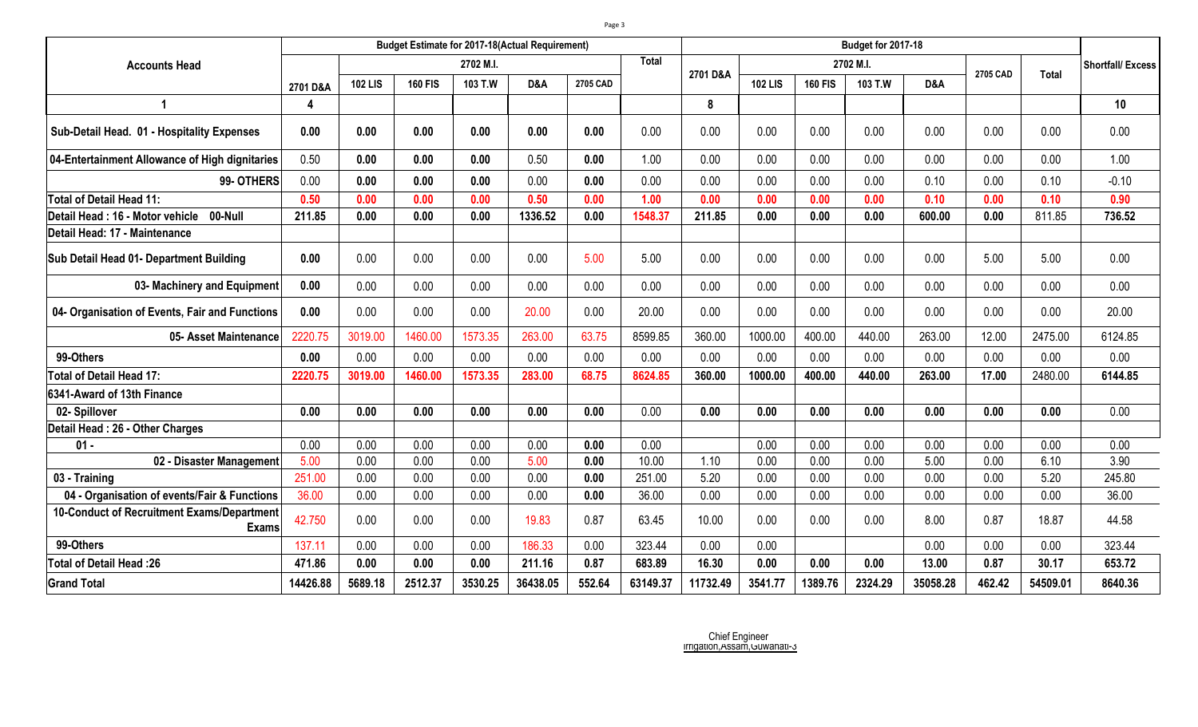| Accounts Head | Budget Estimate for 2017-18(Actual Requirement) | | | | | | | Budget for 2017-18 | | | | | | | Shortfall/ Excess |
|---|---|---|---|---|---|---|---|---|---|---|---|---|---|---|---|
| | | 2702 M.I. | | | | | Total | 2701 D&A | 2702 M.I. | | | | 2705 CAD | Total | |
| | 2701 D&A | 102 LIS | 160 FIS | 103 T.W | D&A | 2705 CAD | | | 102 LIS | 160 FIS | 103 T.W | D&A | | | |
| 1 | 4 | | | | | | | 8 | | | | | | | 10 |
| Sub-Detail Head. 01 - Hospitality Expenses | 0.00 | 0.00 | 0.00 | 0.00 | 0.00 | 0.00 | 0.00 | 0.00 | 0.00 | 0.00 | 0.00 | 0.00 | 0.00 | 0.00 | 0.00 |
| 04-Entertainment Allowance of High dignitaries | 0.50 | 0.00 | 0.00 | 0.00 | 0.50 | 0.00 | 1.00 | 0.00 | 0.00 | 0.00 | 0.00 | 0.00 | 0.00 | 0.00 | 1.00 |
| 99- OTHERS | 0.00 | 0.00 | 0.00 | 0.00 | 0.00 | 0.00 | 0.00 | 0.00 | 0.00 | 0.00 | 0.00 | 0.10 | 0.00 | 0.10 | -0.10 |
| Total of Detail Head 11: | 0.50 | 0.00 | 0.00 | 0.00 | 0.50 | 0.00 | 1.00 | 0.00 | 0.00 | 0.00 | 0.00 | 0.10 | 0.00 | 0.10 | 0.90 |
| Detail Head : 16 - Motor vehicle 00-Null | 211.85 | 0.00 | 0.00 | 0.00 | 1336.52 | 0.00 | 1548.37 | 211.85 | 0.00 | 0.00 | 0.00 | 600.00 | 0.00 | 811.85 | 736.52 |
| Detail Head: 17 - Maintenance | | | | | | | | | | | | | | | |
| Sub Detail Head 01- Department Building | 0.00 | 0.00 | 0.00 | 0.00 | 0.00 | 5.00 | 5.00 | 0.00 | 0.00 | 0.00 | 0.00 | 0.00 | 5.00 | 5.00 | 0.00 |
| 03- Machinery and Equipment | 0.00 | 0.00 | 0.00 | 0.00 | 0.00 | 0.00 | 0.00 | 0.00 | 0.00 | 0.00 | 0.00 | 0.00 | 0.00 | 0.00 | 0.00 |
| 04- Organisation of Events, Fair and Functions | 0.00 | 0.00 | 0.00 | 0.00 | 20.00 | 0.00 | 20.00 | 0.00 | 0.00 | 0.00 | 0.00 | 0.00 | 0.00 | 0.00 | 20.00 |
| 05- Asset Maintenance | 2220.75 | 3019.00 | 1460.00 | 1573.35 | 263.00 | 63.75 | 8599.85 | 360.00 | 1000.00 | 400.00 | 440.00 | 263.00 | 12.00 | 2475.00 | 6124.85 |
| 99-Others | 0.00 | 0.00 | 0.00 | 0.00 | 0.00 | 0.00 | 0.00 | 0.00 | 0.00 | 0.00 | 0.00 | 0.00 | 0.00 | 0.00 | 0.00 |
| Total of Detail Head 17: | 2220.75 | 3019.00 | 1460.00 | 1573.35 | 283.00 | 68.75 | 8624.85 | 360.00 | 1000.00 | 400.00 | 440.00 | 263.00 | 17.00 | 2480.00 | 6144.85 |
| 6341-Award of 13th Finance | | | | | | | | | | | | | | | |
| 02- Spillover | 0.00 | 0.00 | 0.00 | 0.00 | 0.00 | 0.00 | 0.00 | 0.00 | 0.00 | 0.00 | 0.00 | 0.00 | 0.00 | 0.00 | 0.00 |
| Detail Head : 26 - Other Charges | | | | | | | | | | | | | | | |
| 01 - | 0.00 | 0.00 | 0.00 | 0.00 | 0.00 | 0.00 | 0.00 | | 0.00 | 0.00 | 0.00 | 0.00 | 0.00 | 0.00 | 0.00 |
| 02 - Disaster Management | 5.00 | 0.00 | 0.00 | 0.00 | 5.00 | 0.00 | 10.00 | 1.10 | 0.00 | 0.00 | 0.00 | 5.00 | 0.00 | 6.10 | 3.90 |
| 03 - Training | 251.00 | 0.00 | 0.00 | 0.00 | 0.00 | 0.00 | 251.00 | 5.20 | 0.00 | 0.00 | 0.00 | 0.00 | 0.00 | 5.20 | 245.80 |
| 04 - Organisation of events/Fair & Functions | 36.00 | 0.00 | 0.00 | 0.00 | 0.00 | 0.00 | 36.00 | 0.00 | 0.00 | 0.00 | 0.00 | 0.00 | 0.00 | 0.00 | 36.00 |
| 10-Conduct of Recruitment Exams/Department Exams | 42.750 | 0.00 | 0.00 | 0.00 | 19.83 | 0.87 | 63.45 | 10.00 | 0.00 | 0.00 | 0.00 | 8.00 | 0.87 | 18.87 | 44.58 |
| 99-Others | 137.11 | 0.00 | 0.00 | 0.00 | 186.33 | 0.00 | 323.44 | 0.00 | 0.00 | | | 0.00 | 0.00 | 0.00 | 323.44 |
| Total of Detail Head :26 | 471.86 | 0.00 | 0.00 | 0.00 | 211.16 | 0.87 | 683.89 | 16.30 | 0.00 | 0.00 | 0.00 | 13.00 | 0.87 | 30.17 | 653.72 |
| Grand Total | 14426.88 | 5689.18 | 2512.37 | 3530.25 | 36438.05 | 552.64 | 63149.37 | 11732.49 | 3541.77 | 1389.76 | 2324.29 | 35058.28 | 462.42 | 54509.01 | 8640.36 |

Chief Engineer
Irrigation,Assam,Guwahati-3